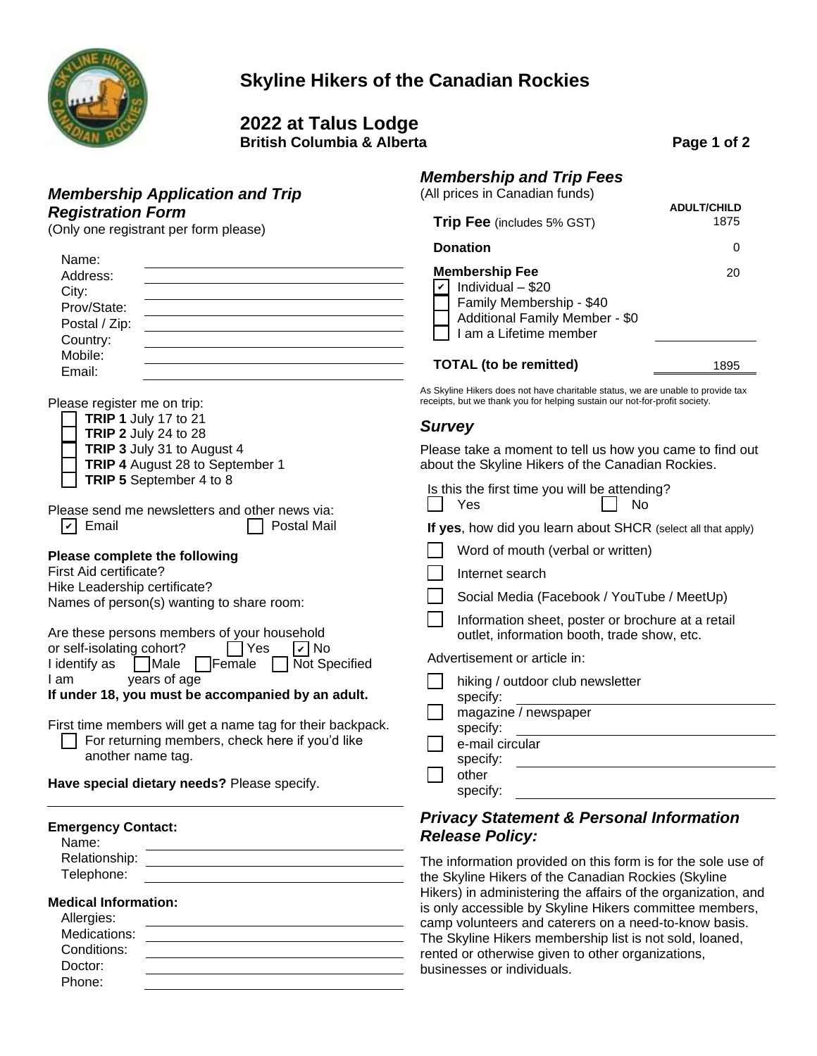# Skyline Hikers of the Canadian Rockies

## 2022 at Talus Lodge

**British Columbia & Alberta**

### *Membership Application and Trip Registration Form*

(Only one registrant per form please)

Name:
Address:
City:
Prov/State:
Postal / Zip:
Country:
Mobile:
Email:

Please register me on trip:

- ☐ **TRIP 1** July 17 to 21
- ☐ **TRIP 2** July 24 to 28
- ☐ **TRIP 3** July 31 to August 4
- ☐ **TRIP 4** August 28 to September 1
- ☐ **TRIP 5** September 4 to 8

Please send me newsletters and other news via:

☑ Email ☐ Postal Mail

**Please complete the following**

First Aid certificate?
Hike Leadership certificate?
Names of person(s) wanting to share room:

Are these persons members of your household or self-isolating cohort? ☐ Yes ☑ No

I identify as ☐ Male ☐ Female ☐ Not Specified

I am years of age

**If under 18, you must be accompanied by an adult.**

First time members will get a name tag for their backpack.

☐ For returning members, check here if you'd like another name tag.

**Have special dietary needs?** Please specify.

**Emergency Contact:**

Name:
Relationship:
Telephone:

**Medical Information:**

Allergies:
Medications:
Conditions:
Doctor:
Phone:

### *Membership and Trip Fees*

(All prices in Canadian funds)

| | ADULT/CHILD |
|---|---|
| **Trip Fee** (includes 5% GST) | 1875 |
| **Donation** | 0 |
| **Membership Fee** | 20 |
| ☑ Individual – $20 | |
| ☐ Family Membership - $40 | |
| ☐ Additional Family Member - $0 | |
| ☐ I am a Lifetime member | |
| **TOTAL (to be remitted)** | 1895 |

As Skyline Hikers does not have charitable status, we are unable to provide tax receipts, but we thank you for helping sustain our not-for-profit society.

### *Survey*

Please take a moment to tell us how you came to find out about the Skyline Hikers of the Canadian Rockies.

Is this the first time you will be attending?

☐ Yes ☐ No

**If yes**, how did you learn about SHCR (select all that apply)

- ☐ Word of mouth (verbal or written)
- ☐ Internet search
- ☐ Social Media (Facebook / YouTube / MeetUp)
- ☐ Information sheet, poster or brochure at a retail outlet, information booth, trade show, etc.

Advertisement or article in:

- ☐ hiking / outdoor club newsletter
  specify:
- ☐ magazine / newspaper
  specify:
- ☐ e-mail circular
  specify:
- ☐ other
  specify:

### *Privacy Statement & Personal Information Release Policy:*

The information provided on this form is for the sole use of the Skyline Hikers of the Canadian Rockies (Skyline Hikers) in administering the affairs of the organization, and is only accessible by Skyline Hikers committee members, camp volunteers and caterers on a need-to-know basis. The Skyline Hikers membership list is not sold, loaned, rented or otherwise given to other organizations, businesses or individuals.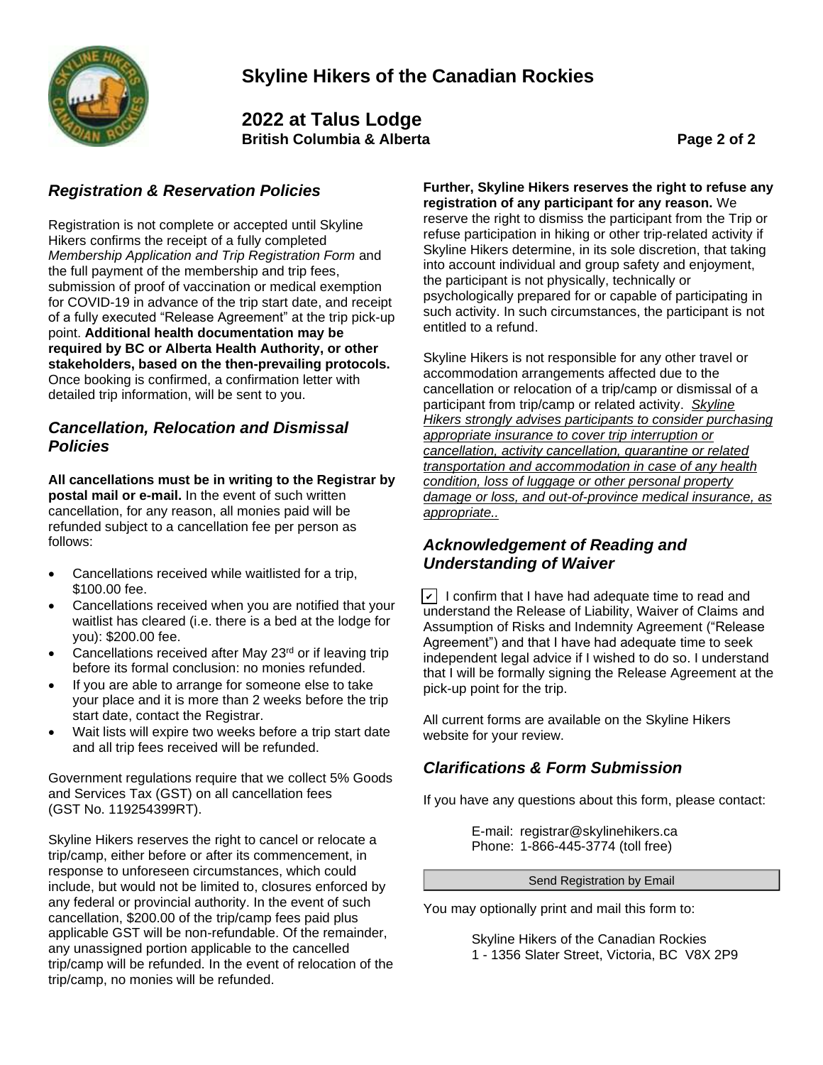# Skyline Hikers of the Canadian Rockies

## 2022 at Talus Lodge

**British Columbia & Alberta**

### *Registration & Reservation Policies*

Registration is not complete or accepted until Skyline Hikers confirms the receipt of a fully completed *Membership Application and Trip Registration Form* and the full payment of the membership and trip fees, submission of proof of vaccination or medical exemption for COVID-19 in advance of the trip start date, and receipt of a fully executed "Release Agreement" at the trip pick-up point. **Additional health documentation may be required by BC or Alberta Health Authority, or other stakeholders, based on the then-prevailing protocols.** Once booking is confirmed, a confirmation letter with detailed trip information, will be sent to you.

### *Cancellation, Relocation and Dismissal Policies*

**All cancellations must be in writing to the Registrar by postal mail or e-mail.** In the event of such written cancellation, for any reason, all monies paid will be refunded subject to a cancellation fee per person as follows:

- Cancellations received while waitlisted for a trip, \$100.00 fee.
- Cancellations received when you are notified that your waitlist has cleared (i.e. there is a bed at the lodge for you): \$200.00 fee.
- Cancellations received after May 23rd or if leaving trip before its formal conclusion: no monies refunded.
- If you are able to arrange for someone else to take your place and it is more than 2 weeks before the trip start date, contact the Registrar.
- Wait lists will expire two weeks before a trip start date and all trip fees received will be refunded.

Government regulations require that we collect 5% Goods and Services Tax (GST) on all cancellation fees (GST No. 119254399RT).

Skyline Hikers reserves the right to cancel or relocate a trip/camp, either before or after its commencement, in response to unforeseen circumstances, which could include, but would not be limited to, closures enforced by any federal or provincial authority. In the event of such cancellation, \$200.00 of the trip/camp fees paid plus applicable GST will be non-refundable. Of the remainder, any unassigned portion applicable to the cancelled trip/camp will be refunded. In the event of relocation of the trip/camp, no monies will be refunded.

**Further, Skyline Hikers reserves the right to refuse any registration of any participant for any reason.** We reserve the right to dismiss the participant from the Trip or refuse participation in hiking or other trip-related activity if Skyline Hikers determine, in its sole discretion, that taking into account individual and group safety and enjoyment, the participant is not physically, technically or psychologically prepared for or capable of participating in such activity. In such circumstances, the participant is not entitled to a refund.

Skyline Hikers is not responsible for any other travel or accommodation arrangements affected due to the cancellation or relocation of a trip/camp or dismissal of a participant from trip/camp or related activity. *Skyline Hikers strongly advises participants to consider purchasing appropriate insurance to cover trip interruption or cancellation, activity cancellation, quarantine or related transportation and accommodation in case of any health condition, loss of luggage or other personal property damage or loss, and out-of-province medical insurance, as appropriate..*

### *Acknowledgement of Reading and Understanding of Waiver*

☑ I confirm that I have had adequate time to read and understand the Release of Liability, Waiver of Claims and Assumption of Risks and Indemnity Agreement ("Release Agreement") and that I have had adequate time to seek independent legal advice if I wished to do so. I understand that I will be formally signing the Release Agreement at the pick-up point for the trip.

All current forms are available on the Skyline Hikers website for your review.

### *Clarifications & Form Submission*

If you have any questions about this form, please contact:

E-mail: registrar@skylinehikers.ca
Phone: 1-866-445-3774 (toll free)

Send Registration by Email

You may optionally print and mail this form to:

Skyline Hikers of the Canadian Rockies
1 - 1356 Slater Street, Victoria, BC V8X 2P9